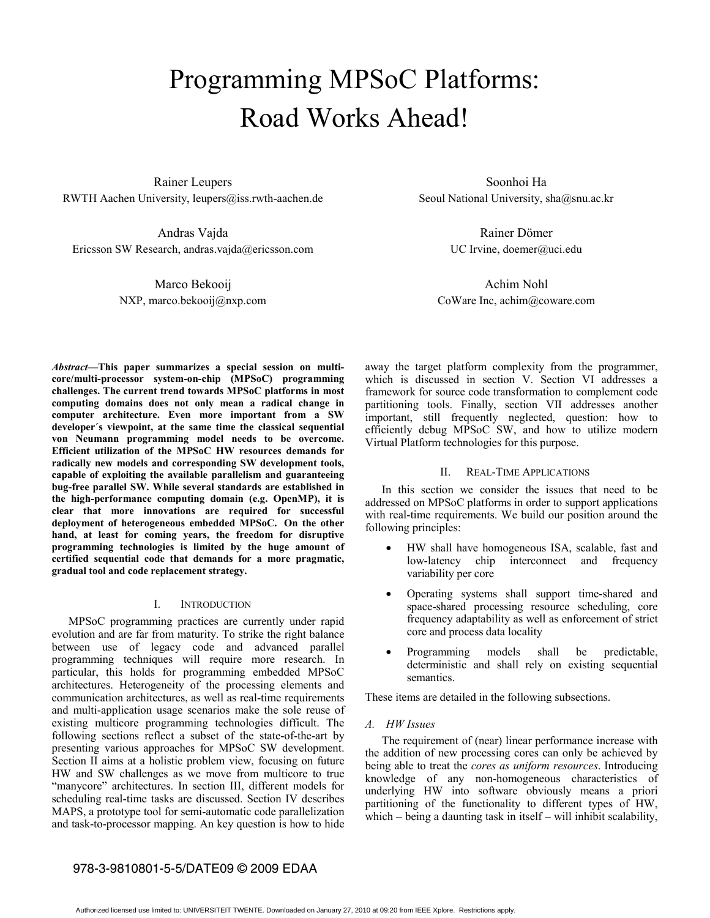# Programming MPSoC Platforms: Road Works Ahead!

Rainer Leupers
RWTH Aachen University, leupers@iss.rwth-aachen.de

Soonhoi Ha
Seoul National University, sha@snu.ac.kr

Andras Vajda
Ericsson SW Research, andras.vajda@ericsson.com

Rainer Dömer
UC Irvine, doemer@uci.edu

Marco Bekooij
NXP, marco.bekooij@nxp.com

Achim Nohl
CoWare Inc, achim@coware.com

***Abstract*—This paper summarizes a special session on multi-core/multi-processor system-on-chip (MPSoC) programming challenges. The current trend towards MPSoC platforms in most computing domains does not only mean a radical change in computer architecture. Even more important from a SW developer´s viewpoint, at the same time the classical sequential von Neumann programming model needs to be overcome. Efficient utilization of the MPSoC HW resources demands for radically new models and corresponding SW development tools, capable of exploiting the available parallelism and guaranteeing bug-free parallel SW. While several standards are established in the high-performance computing domain (e.g. OpenMP), it is clear that more innovations are required for successful deployment of heterogeneous embedded MPSoC. On the other hand, at least for coming years, the freedom for disruptive programming technologies is limited by the huge amount of certified sequential code that demands for a more pragmatic, gradual tool and code replacement strategy.**

## I. Introduction

MPSoC programming practices are currently under rapid evolution and are far from maturity. To strike the right balance between use of legacy code and advanced parallel programming techniques will require more research. In particular, this holds for programming embedded MPSoC architectures. Heterogeneity of the processing elements and communication architectures, as well as real-time requirements and multi-application usage scenarios make the sole reuse of existing multicore programming technologies difficult. The following sections reflect a subset of the state-of-the-art by presenting various approaches for MPSoC SW development. Section II aims at a holistic problem view, focusing on future HW and SW challenges as we move from multicore to true "manycore" architectures. In section III, different models for scheduling real-time tasks are discussed. Section IV describes MAPS, a prototype tool for semi-automatic code parallelization and task-to-processor mapping. An key question is how to hide away the target platform complexity from the programmer, which is discussed in section V. Section VI addresses a framework for source code transformation to complement code partitioning tools. Finally, section VII addresses another important, still frequently neglected, question: how to efficiently debug MPSoC SW, and how to utilize modern Virtual Platform technologies for this purpose.

## II. Real-Time Applications

In this section we consider the issues that need to be addressed on MPSoC platforms in order to support applications with real-time requirements. We build our position around the following principles:

- HW shall have homogeneous ISA, scalable, fast and low-latency chip interconnect and frequency variability per core
- Operating systems shall support time-shared and space-shared processing resource scheduling, core frequency adaptability as well as enforcement of strict core and process data locality
- Programming models shall be predictable, deterministic and shall rely on existing sequential semantics.

These items are detailed in the following subsections.

### *A. HW Issues*

The requirement of (near) linear performance increase with the addition of new processing cores can only be achieved by being able to treat the *cores as uniform resources*. Introducing knowledge of any non-homogeneous characteristics of underlying HW into software obviously means a priori partitioning of the functionality to different types of HW, which – being a daunting task in itself – will inhibit scalability,

978-3-9810801-5-5/DATE09 © 2009 EDAA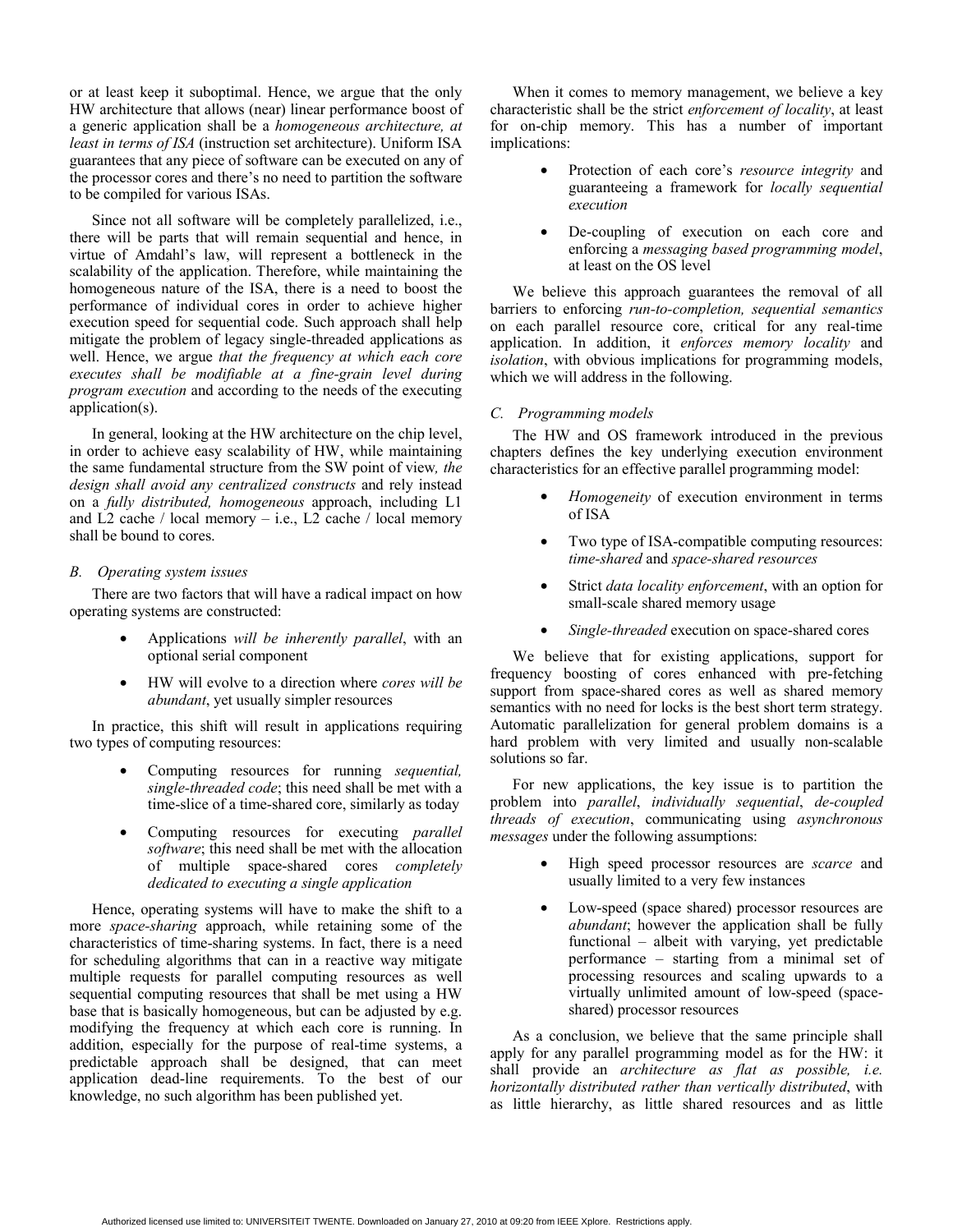or at least keep it suboptimal. Hence, we argue that the only HW architecture that allows (near) linear performance boost of a generic application shall be a *homogeneous architecture, at least in terms of ISA* (instruction set architecture). Uniform ISA guarantees that any piece of software can be executed on any of the processor cores and there's no need to partition the software to be compiled for various ISAs.

Since not all software will be completely parallelized, i.e., there will be parts that will remain sequential and hence, in virtue of Amdahl's law, will represent a bottleneck in the scalability of the application. Therefore, while maintaining the homogeneous nature of the ISA, there is a need to boost the performance of individual cores in order to achieve higher execution speed for sequential code. Such approach shall help mitigate the problem of legacy single-threaded applications as well. Hence, we argue *that the frequency at which each core executes shall be modifiable at a fine-grain level during program execution* and according to the needs of the executing application(s).

In general, looking at the HW architecture on the chip level, in order to achieve easy scalability of HW, while maintaining the same fundamental structure from the SW point of view*, the design shall avoid any centralized constructs* and rely instead on a *fully distributed, homogeneous* approach, including L1 and L2 cache / local memory – i.e., L2 cache / local memory shall be bound to cores.

### *B. Operating system issues*

There are two factors that will have a radical impact on how operating systems are constructed:

- Applications *will be inherently parallel*, with an optional serial component
- HW will evolve to a direction where *cores will be abundant*, yet usually simpler resources

In practice, this shift will result in applications requiring two types of computing resources:

- Computing resources for running *sequential, single-threaded code*; this need shall be met with a time-slice of a time-shared core, similarly as today
- Computing resources for executing *parallel software*; this need shall be met with the allocation of multiple space-shared cores *completely dedicated to executing a single application*

Hence, operating systems will have to make the shift to a more *space-sharing* approach, while retaining some of the characteristics of time-sharing systems. In fact, there is a need for scheduling algorithms that can in a reactive way mitigate multiple requests for parallel computing resources as well sequential computing resources that shall be met using a HW base that is basically homogeneous, but can be adjusted by e.g. modifying the frequency at which each core is running. In addition, especially for the purpose of real-time systems, a predictable approach shall be designed, that can meet application dead-line requirements. To the best of our knowledge, no such algorithm has been published yet.

When it comes to memory management, we believe a key characteristic shall be the strict *enforcement of locality*, at least for on-chip memory. This has a number of important implications:

- Protection of each core's *resource integrity* and guaranteeing a framework for *locally sequential execution*
- De-coupling of execution on each core and enforcing a *messaging based programming model*, at least on the OS level

We believe this approach guarantees the removal of all barriers to enforcing *run-to-completion, sequential semantics* on each parallel resource core, critical for any real-time application. In addition, it *enforces memory locality* and *isolation*, with obvious implications for programming models, which we will address in the following.

### *C. Programming models*

The HW and OS framework introduced in the previous chapters defines the key underlying execution environment characteristics for an effective parallel programming model:

- *Homogeneity* of execution environment in terms of ISA
- Two type of ISA-compatible computing resources: *time-shared* and *space-shared resources*
- Strict *data locality enforcement*, with an option for small-scale shared memory usage
- *Single-threaded* execution on space-shared cores

We believe that for existing applications, support for frequency boosting of cores enhanced with pre-fetching support from space-shared cores as well as shared memory semantics with no need for locks is the best short term strategy. Automatic parallelization for general problem domains is a hard problem with very limited and usually non-scalable solutions so far.

For new applications, the key issue is to partition the problem into *parallel*, *individually sequential*, *de-coupled threads of execution*, communicating using *asynchronous messages* under the following assumptions:

- High speed processor resources are *scarce* and usually limited to a very few instances
- Low-speed (space shared) processor resources are *abundant*; however the application shall be fully functional – albeit with varying, yet predictable performance – starting from a minimal set of processing resources and scaling upwards to a virtually unlimited amount of low-speed (space-shared) processor resources

As a conclusion, we believe that the same principle shall apply for any parallel programming model as for the HW: it shall provide an *architecture as flat as possible, i.e. horizontally distributed rather than vertically distributed*, with as little hierarchy, as little shared resources and as little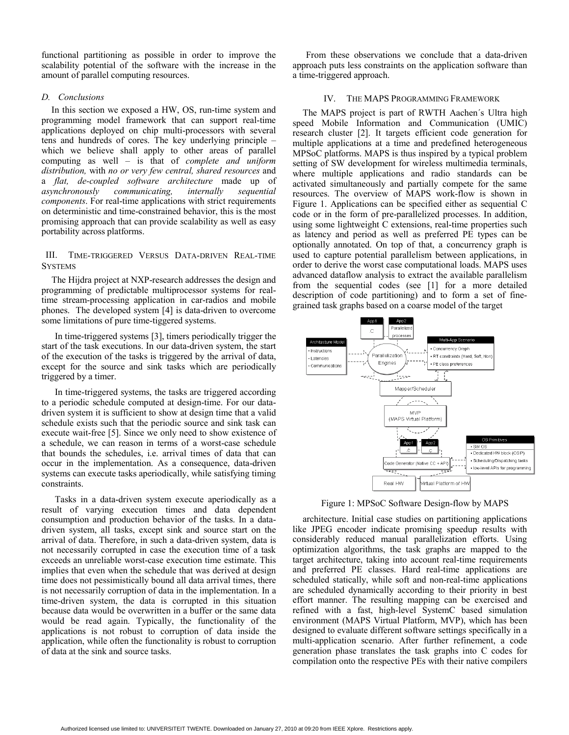functional partitioning as possible in order to improve the scalability potential of the software with the increase in the amount of parallel computing resources.

### D. Conclusions

In this section we exposed a HW, OS, run-time system and programming model framework that can support real-time applications deployed on chip multi-processors with several tens and hundreds of cores. The key underlying principle – which we believe shall apply to other areas of parallel computing as well – is that of *complete and uniform distribution,* with *no or very few central, shared resources* and a *flat, de-coupled software architecture* made up of *asynchronously communicating, internally sequential components*. For real-time applications with strict requirements on deterministic and time-constrained behavior, this is the most promising approach that can provide scalability as well as easy portability across platforms.

## III. Time-triggered Versus Data-driven Real-time Systems

The Hijdra project at NXP-research addresses the design and programming of predictable multiprocessor systems for real-time stream-processing application in car-radios and mobile phones. The developed system [4] is data-driven to overcome some limitations of pure time-tiggered systems.

In time-triggered systems [3], timers periodically trigger the start of the task executions. In our data-driven system, the start of the execution of the tasks is triggered by the arrival of data, except for the source and sink tasks which are periodically triggered by a timer.

In time-triggered systems, the tasks are triggered according to a periodic schedule computed at design-time. For our data-driven system it is sufficient to show at design time that a valid schedule exists such that the periodic source and sink task can execute wait-free [5]. Since we only need to show existence of a schedule, we can reason in terms of a worst-case schedule that bounds the schedules, i.e. arrival times of data that can occur in the implementation. As a consequence, data-driven systems can execute tasks aperiodically, while satisfying timing constraints.

Tasks in a data-driven system execute aperiodically as a result of varying execution times and data dependent consumption and production behavior of the tasks. In a data-driven system, all tasks, except sink and source start on the arrival of data. Therefore, in such a data-driven system, data is not necessarily corrupted in case the execution time of a task exceeds an unreliable worst-case execution time estimate. This implies that even when the schedule that was derived at design time does not pessimistically bound all data arrival times, there is not necessarily corruption of data in the implementation. In a time-driven system, the data is corrupted in this situation because data would be overwritten in a buffer or the same data would be read again. Typically, the functionality of the applications is not robust to corruption of data inside the application, while often the functionality is robust to corruption of data at the sink and source tasks.

From these observations we conclude that a data-driven approach puts less constraints on the application software than a time-triggered approach.

## IV. The MAPS Programming Framework

The MAPS project is part of RWTH Aachen´s Ultra high speed Mobile Information and Communication (UMIC) research cluster [2]. It targets efficient code generation for multiple applications at a time and predefined heterogeneous MPSoC platforms. MAPS is thus inspired by a typical problem setting of SW development for wireless multimedia terminals, where multiple applications and radio standards can be activated simultaneously and partially compete for the same resources. The overview of MAPS work-flow is shown in Figure 1. Applications can be specified either as sequential C code or in the form of pre-parallelized processes. In addition, using some lightweight C extensions, real-time properties such as latency and period as well as preferred PE types can be optionally annotated. On top of that, a concurrency graph is used to capture potential parallelism between applications, in order to derive the worst case computational loads. MAPS uses advanced dataflow analysis to extract the available parallelism from the sequential codes (see [1] for a more detailed description of code partitioning) and to form a set of fine-grained task graphs based on a coarse model of the target

App1
C
App2
Parallelized processes
Architecture Model
• Instructions
• Latencies
• Communications
Parallelization Engines
Multi-App Scenario
• Concurrency Graph
• RT constraints (Hard, Soft, Non)
• PE class preferences
Mapper/Scheduler
MVP
(MAPS Virtual Platform)
App1
.C
App2
.C
OS Primitives
• SW OS
• Dedicated HW block (OSIP)
• Scheduling/Dispatching tasks
• low-level APIs for programming
Code Generator (Native CC + API)
Real HW
Virtual Platform of HW

Figure 1: MPSoC Software Design-flow by MAPS

architecture. Initial case studies on partitioning applications like JPEG encoder indicate promising speedup results with considerably reduced manual parallelization efforts. Using optimization algorithms, the task graphs are mapped to the target architecture, taking into account real-time requirements and preferred PE classes. Hard real-time applications are scheduled statically, while soft and non-real-time applications are scheduled dynamically according to their priority in best effort manner. The resulting mapping can be exercised and refined with a fast, high-level SystemC based simulation environment (MAPS Virtual Platform, MVP), which has been designed to evaluate different software settings specifically in a multi-application scenario. After further refinement, a code generation phase translates the task graphs into C codes for compilation onto the respective PEs with their native compilers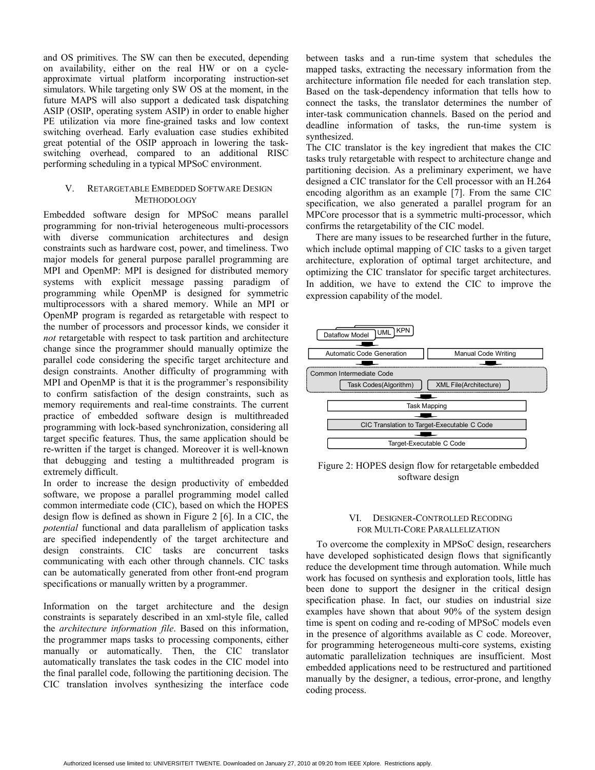and OS primitives. The SW can then be executed, depending on availability, either on the real HW or on a cycle-approximate virtual platform incorporating instruction-set simulators. While targeting only SW OS at the moment, in the future MAPS will also support a dedicated task dispatching ASIP (OSIP, operating system ASIP) in order to enable higher PE utilization via more fine-grained tasks and low context switching overhead. Early evaluation case studies exhibited great potential of the OSIP approach in lowering the task-switching overhead, compared to an additional RISC performing scheduling in a typical MPSoC environment.

## V. Retargetable Embedded Software Design Methodology

Embedded software design for MPSoC means parallel programming for non-trivial heterogeneous multi-processors with diverse communication architectures and design constraints such as hardware cost, power, and timeliness. Two major models for general purpose parallel programming are MPI and OpenMP: MPI is designed for distributed memory systems with explicit message passing paradigm of programming while OpenMP is designed for symmetric multiprocessors with a shared memory. While an MPI or OpenMP program is regarded as retargetable with respect to the number of processors and processor kinds, we consider it *not* retargetable with respect to task partition and architecture change since the programmer should manually optimize the parallel code considering the specific target architecture and design constraints. Another difficulty of programming with MPI and OpenMP is that it is the programmer's responsibility to confirm satisfaction of the design constraints, such as memory requirements and real-time constraints. The current practice of embedded software design is multithreaded programming with lock-based synchronization, considering all target specific features. Thus, the same application should be re-written if the target is changed. Moreover it is well-known that debugging and testing a multithreaded program is extremely difficult.

In order to increase the design productivity of embedded software, we propose a parallel programming model called common intermediate code (CIC), based on which the HOPES design flow is defined as shown in Figure 2 [6]. In a CIC, the *potential* functional and data parallelism of application tasks are specified independently of the target architecture and design constraints. CIC tasks are concurrent tasks communicating with each other through channels. CIC tasks can be automatically generated from other front-end program specifications or manually written by a programmer.

Information on the target architecture and the design constraints is separately described in an xml-style file, called the *architecture information file*. Based on this information, the programmer maps tasks to processing components, either manually or automatically. Then, the CIC translator automatically translates the task codes in the CIC model into the final parallel code, following the partitioning decision. The CIC translation involves synthesizing the interface code between tasks and a run-time system that schedules the mapped tasks, extracting the necessary information from the architecture information file needed for each translation step. Based on the task-dependency information that tells how to connect the tasks, the translator determines the number of inter-task communication channels. Based on the period and deadline information of tasks, the run-time system is synthesized.

The CIC translator is the key ingredient that makes the CIC tasks truly retargetable with respect to architecture change and partitioning decision. As a preliminary experiment, we have designed a CIC translator for the Cell processor with an H.264 encoding algorithm as an example [7]. From the same CIC specification, we also generated a parallel program for an MPCore processor that is a symmetric multi-processor, which confirms the retargetability of the CIC model.

There are many issues to be researched further in the future, which include optimal mapping of CIC tasks to a given target architecture, exploration of optimal target architecture, and optimizing the CIC translator for specific target architectures. In addition, we have to extend the CIC to improve the expression capability of the model.

Dataflow Model
UML
KPN
Automatic Code Generation
Manual Code Writing
Common Intermediate Code
Task Codes(Algorithm)
XML File(Architecture)
Task Mapping
CIC Translation to Target-Executable C Code
Target-Executable C Code

Figure 2: HOPES design flow for retargetable embedded software design

## VI. Designer-Controlled Recoding for Multi-Core Parallelization

To overcome the complexity in MPSoC design, researchers have developed sophisticated design flows that significantly reduce the development time through automation. While much work has focused on synthesis and exploration tools, little has been done to support the designer in the critical design specification phase. In fact, our studies on industrial size examples have shown that about 90% of the system design time is spent on coding and re-coding of MPSoC models even in the presence of algorithms available as C code. Moreover, for programming heterogeneous multi-core systems, existing automatic parallelization techniques are insufficient. Most embedded applications need to be restructured and partitioned manually by the designer, a tedious, error-prone, and lengthy coding process.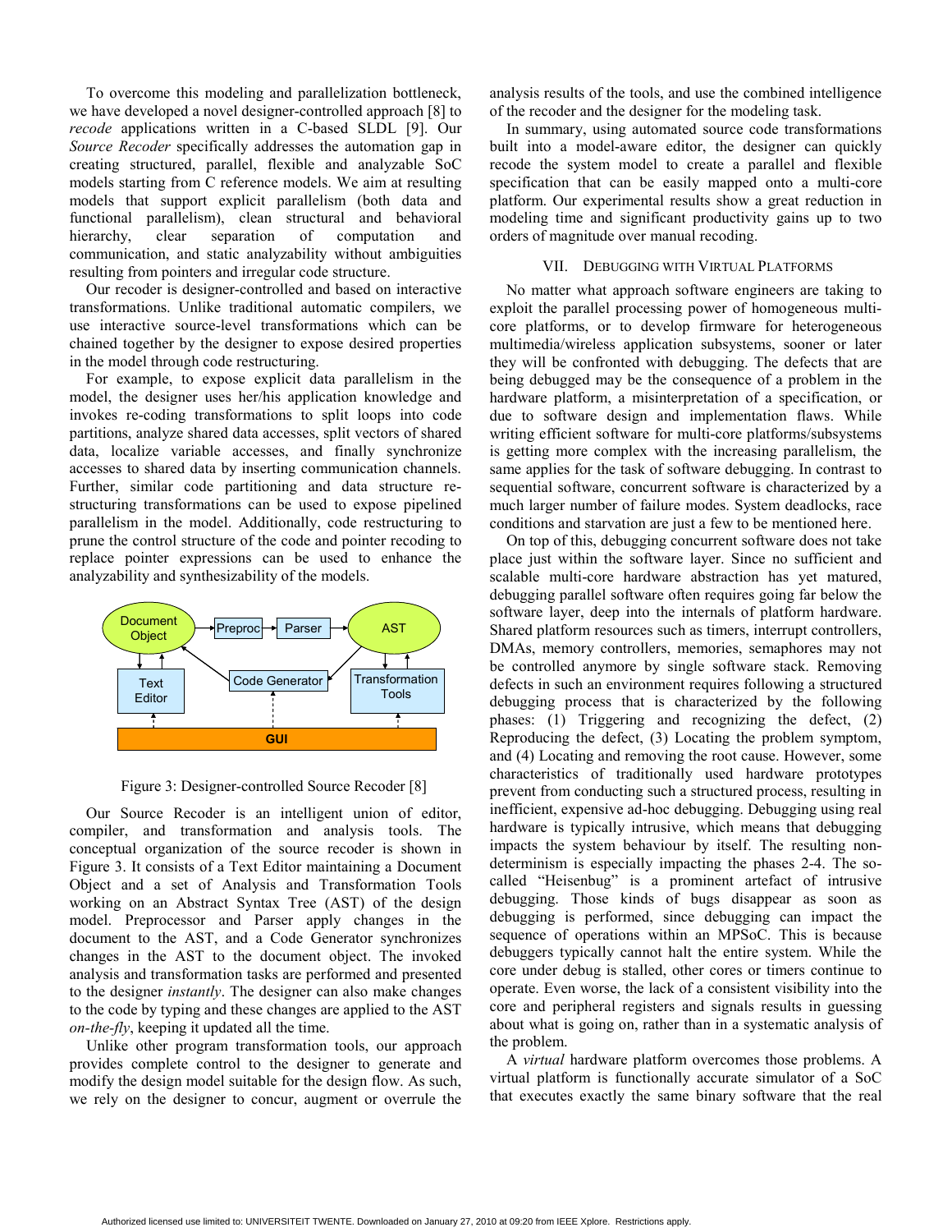To overcome this modeling and parallelization bottleneck, we have developed a novel designer-controlled approach [8] to *recode* applications written in a C-based SLDL [9]. Our *Source Recoder* specifically addresses the automation gap in creating structured, parallel, flexible and analyzable SoC models starting from C reference models. We aim at resulting models that support explicit parallelism (both data and functional parallelism), clean structural and behavioral hierarchy, clear separation of computation and communication, and static analyzability without ambiguities resulting from pointers and irregular code structure.

Our recoder is designer-controlled and based on interactive transformations. Unlike traditional automatic compilers, we use interactive source-level transformations which can be chained together by the designer to expose desired properties in the model through code restructuring.

For example, to expose explicit data parallelism in the model, the designer uses her/his application knowledge and invokes re-coding transformations to split loops into code partitions, analyze shared data accesses, split vectors of shared data, localize variable accesses, and finally synchronize accesses to shared data by inserting communication channels. Further, similar code partitioning and data structure re-structuring transformations can be used to expose pipelined parallelism in the model. Additionally, code restructuring to prune the control structure of the code and pointer recoding to replace pointer expressions can be used to enhance the analyzability and synthesizability of the models.

Document Object
Preproc
Parser
AST
Text Editor
Code Generator
Transformation Tools
GUI

Figure 3: Designer-controlled Source Recoder [8]

Our Source Recoder is an intelligent union of editor, compiler, and transformation and analysis tools. The conceptual organization of the source recoder is shown in Figure 3. It consists of a Text Editor maintaining a Document Object and a set of Analysis and Transformation Tools working on an Abstract Syntax Tree (AST) of the design model. Preprocessor and Parser apply changes in the document to the AST, and a Code Generator synchronizes changes in the AST to the document object. The invoked analysis and transformation tasks are performed and presented to the designer *instantly*. The designer can also make changes to the code by typing and these changes are applied to the AST *on-the-fly*, keeping it updated all the time.

Unlike other program transformation tools, our approach provides complete control to the designer to generate and modify the design model suitable for the design flow. As such, we rely on the designer to concur, augment or overrule the analysis results of the tools, and use the combined intelligence of the recoder and the designer for the modeling task.

In summary, using automated source code transformations built into a model-aware editor, the designer can quickly recode the system model to create a parallel and flexible specification that can be easily mapped onto a multi-core platform. Our experimental results show a great reduction in modeling time and significant productivity gains up to two orders of magnitude over manual recoding.

## VII. Debugging with Virtual Platforms

No matter what approach software engineers are taking to exploit the parallel processing power of homogeneous multi-core platforms, or to develop firmware for heterogeneous multimedia/wireless application subsystems, sooner or later they will be confronted with debugging. The defects that are being debugged may be the consequence of a problem in the hardware platform, a misinterpretation of a specification, or due to software design and implementation flaws. While writing efficient software for multi-core platforms/subsystems is getting more complex with the increasing parallelism, the same applies for the task of software debugging. In contrast to sequential software, concurrent software is characterized by a much larger number of failure modes. System deadlocks, race conditions and starvation are just a few to be mentioned here.

On top of this, debugging concurrent software does not take place just within the software layer. Since no sufficient and scalable multi-core hardware abstraction has yet matured, debugging parallel software often requires going far below the software layer, deep into the internals of platform hardware. Shared platform resources such as timers, interrupt controllers, DMAs, memory controllers, memories, semaphores may not be controlled anymore by single software stack. Removing defects in such an environment requires following a structured debugging process that is characterized by the following phases: (1) Triggering and recognizing the defect, (2) Reproducing the defect, (3) Locating the problem symptom, and (4) Locating and removing the root cause. However, some characteristics of traditionally used hardware prototypes prevent from conducting such a structured process, resulting in inefficient, expensive ad-hoc debugging. Debugging using real hardware is typically intrusive, which means that debugging impacts the system behaviour by itself. The resulting non-determinism is especially impacting the phases 2-4. The so-called "Heisenbug" is a prominent artefact of intrusive debugging. Those kinds of bugs disappear as soon as debugging is performed, since debugging can impact the sequence of operations within an MPSoC. This is because debuggers typically cannot halt the entire system. While the core under debug is stalled, other cores or timers continue to operate. Even worse, the lack of a consistent visibility into the core and peripheral registers and signals results in guessing about what is going on, rather than in a systematic analysis of the problem.

A *virtual* hardware platform overcomes those problems. A virtual platform is functionally accurate simulator of a SoC that executes exactly the same binary software that the real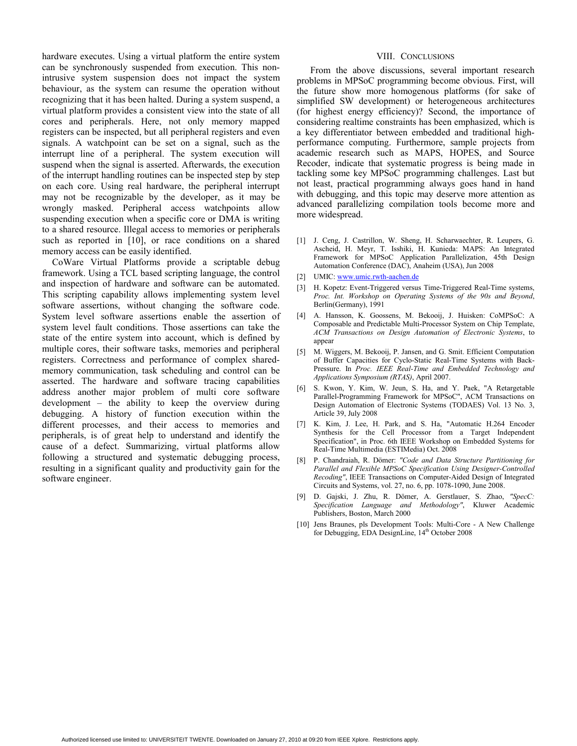hardware executes. Using a virtual platform the entire system can be synchronously suspended from execution. This non-intrusive system suspension does not impact the system behaviour, as the system can resume the operation without recognizing that it has been halted. During a system suspend, a virtual platform provides a consistent view into the state of all cores and peripherals. Here, not only memory mapped registers can be inspected, but all peripheral registers and even signals. A watchpoint can be set on a signal, such as the interrupt line of a peripheral. The system execution will suspend when the signal is asserted. Afterwards, the execution of the interrupt handling routines can be inspected step by step on each core. Using real hardware, the peripheral interrupt may not be recognizable by the developer, as it may be wrongly masked. Peripheral access watchpoints allow suspending execution when a specific core or DMA is writing to a shared resource. Illegal access to memories or peripherals such as reported in [10], or race conditions on a shared memory access can be easily identified.

CoWare Virtual Platforms provide a scriptable debug framework. Using a TCL based scripting language, the control and inspection of hardware and software can be automated. This scripting capability allows implementing system level software assertions, without changing the software code. System level software assertions enable the assertion of system level fault conditions. Those assertions can take the state of the entire system into account, which is defined by multiple cores, their software tasks, memories and peripheral registers. Correctness and performance of complex shared-memory communication, task scheduling and control can be asserted. The hardware and software tracing capabilities address another major problem of multi core software development – the ability to keep the overview during debugging. A history of function execution within the different processes, and their access to memories and peripherals, is of great help to understand and identify the cause of a defect. Summarizing, virtual platforms allow following a structured and systematic debugging process, resulting in a significant quality and productivity gain for the software engineer.

## VIII. Conclusions

From the above discussions, several important research problems in MPSoC programming become obvious. First, will the future show more homogenous platforms (for sake of simplified SW development) or heterogeneous architectures (for highest energy efficiency)? Second, the importance of considering realtime constraints has been emphasized, which is a key differentiator between embedded and traditional high-performance computing. Furthermore, sample projects from academic research such as MAPS, HOPES, and Source Recoder, indicate that systematic progress is being made in tackling some key MPSoC programming challenges. Last but not least, practical programming always goes hand in hand with debugging, and this topic may deserve more attention as advanced parallelizing compilation tools become more and more widespread.

[1] J. Ceng, J. Castrillon, W. Sheng, H. Scharwaechter, R. Leupers, G. Ascheid, H. Meyr, T. Isshiki, H. Kunieda: MAPS: An Integrated Framework for MPSoC Application Parallelization, 45th Design Automation Conference (DAC), Anaheim (USA), Jun 2008

[2] UMIC: www.umic.rwth-aachen.de

[3] H. Kopetz: Event-Triggered versus Time-Triggered Real-Time systems, *Proc. Int. Workshop on Operating Systems of the 90s and Beyond*, Berlin(Germany), 1991

[4] A. Hansson, K. Goossens, M. Bekooij, J. Huisken: CoMPSoC: A Composable and Predictable Multi-Processor System on Chip Template, *ACM Transactions on Design Automation of Electronic Systems*, to appear

[5] M. Wiggers, M. Bekooij, P. Jansen, and G. Smit. Efficient Computation of Buffer Capacities for Cyclo-Static Real-Time Systems with Back-Pressure. In *Proc. IEEE Real-Time and Embedded Technology and Applications Symposium (RTAS)*, April 2007.

[6] S. Kwon, Y. Kim, W. Jeun, S. Ha, and Y. Paek, "A Retargetable Parallel-Programming Framework for MPSoC", ACM Transactions on Design Automation of Electronic Systems (TODAES) Vol. 13 No. 3, Article 39, July 2008

[7] K. Kim, J. Lee, H. Park, and S. Ha, "Automatic H.264 Encoder Synthesis for the Cell Processor from a Target Independent Specification", in Proc. 6th IEEE Workshop on Embedded Systems for Real-Time Multimedia (ESTIMedia) Oct. 2008

[8] P. Chandraiah, R. Dömer: *"Code and Data Structure Partitioning for Parallel and Flexible MPSoC Specification Using Designer-Controlled Recoding"*, IEEE Transactions on Computer-Aided Design of Integrated Circuits and Systems, vol. 27, no. 6, pp. 1078-1090, June 2008.

[9] D. Gajski, J. Zhu, R. Dömer, A. Gerstlauer, S. Zhao, *"SpecC: Specification Language and Methodology"*, Kluwer Academic Publishers, Boston, March 2000

[10] Jens Braunes, pls Development Tools: Multi-Core - A New Challenge for Debugging, EDA DesignLine, 14th October 2008